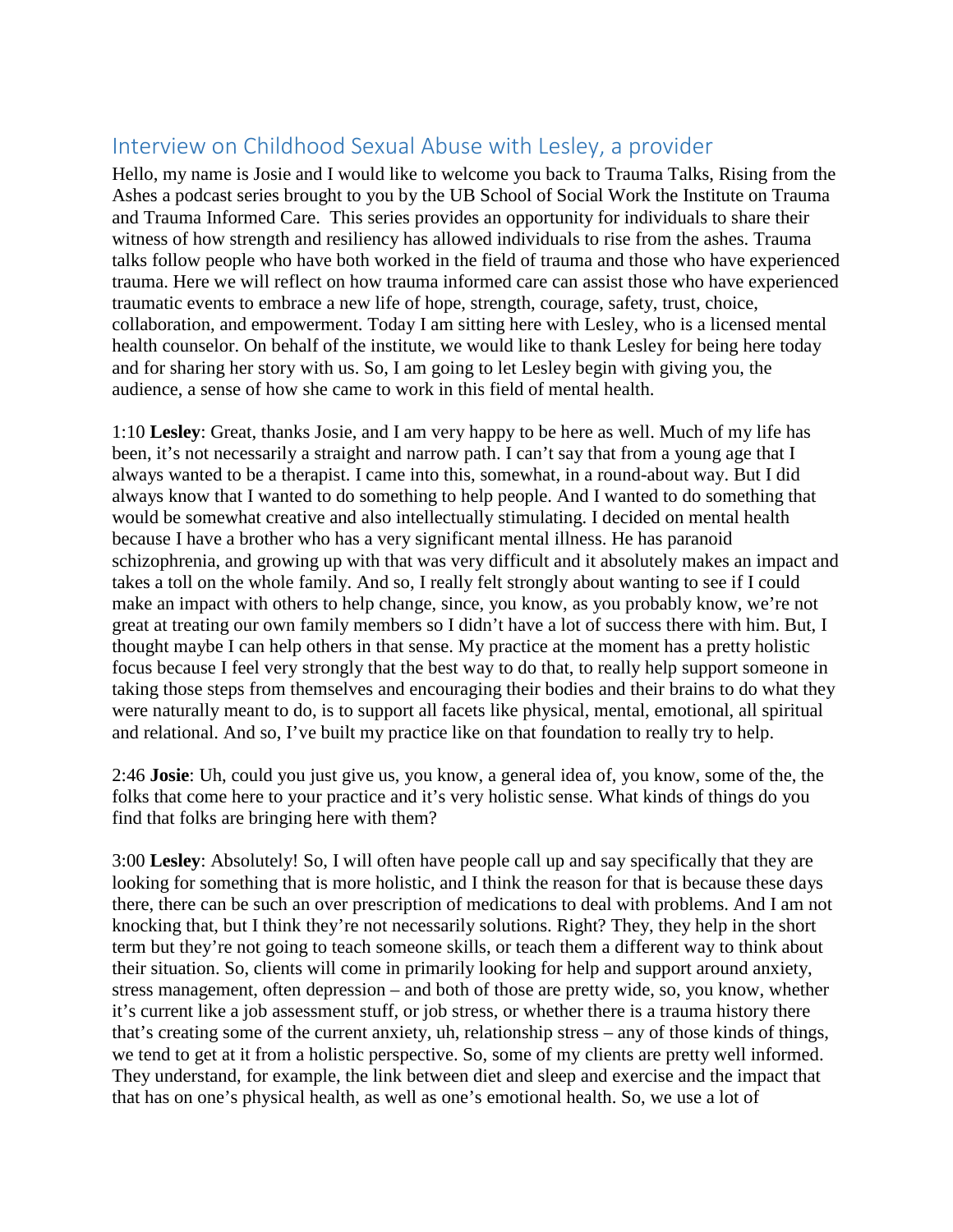## Interview on Childhood Sexual Abuse with Lesley, a provider

Hello, my name is Josie and I would like to welcome you back to Trauma Talks, Rising from the Ashes a podcast series brought to you by the UB School of Social Work the Institute on Trauma and Trauma Informed Care. This series provides an opportunity for individuals to share their witness of how strength and resiliency has allowed individuals to rise from the ashes. Trauma talks follow people who have both worked in the field of trauma and those who have experienced trauma. Here we will reflect on how trauma informed care can assist those who have experienced traumatic events to embrace a new life of hope, strength, courage, safety, trust, choice, collaboration, and empowerment. Today I am sitting here with Lesley, who is a licensed mental health counselor. On behalf of the institute, we would like to thank Lesley for being here today and for sharing her story with us. So, I am going to let Lesley begin with giving you, the audience, a sense of how she came to work in this field of mental health.

1:10 **Lesley**: Great, thanks Josie, and I am very happy to be here as well. Much of my life has been, it's not necessarily a straight and narrow path. I can't say that from a young age that I always wanted to be a therapist. I came into this, somewhat, in a round-about way. But I did always know that I wanted to do something to help people. And I wanted to do something that would be somewhat creative and also intellectually stimulating. I decided on mental health because I have a brother who has a very significant mental illness. He has paranoid schizophrenia, and growing up with that was very difficult and it absolutely makes an impact and takes a toll on the whole family. And so, I really felt strongly about wanting to see if I could make an impact with others to help change, since, you know, as you probably know, we're not great at treating our own family members so I didn't have a lot of success there with him. But, I thought maybe I can help others in that sense. My practice at the moment has a pretty holistic focus because I feel very strongly that the best way to do that, to really help support someone in taking those steps from themselves and encouraging their bodies and their brains to do what they were naturally meant to do, is to support all facets like physical, mental, emotional, all spiritual and relational. And so, I've built my practice like on that foundation to really try to help.

2:46 **Josie**: Uh, could you just give us, you know, a general idea of, you know, some of the, the folks that come here to your practice and it's very holistic sense. What kinds of things do you find that folks are bringing here with them?

3:00 **Lesley**: Absolutely! So, I will often have people call up and say specifically that they are looking for something that is more holistic, and I think the reason for that is because these days there, there can be such an over prescription of medications to deal with problems. And I am not knocking that, but I think they're not necessarily solutions. Right? They, they help in the short term but they're not going to teach someone skills, or teach them a different way to think about their situation. So, clients will come in primarily looking for help and support around anxiety, stress management, often depression – and both of those are pretty wide, so, you know, whether it's current like a job assessment stuff, or job stress, or whether there is a trauma history there that's creating some of the current anxiety, uh, relationship stress – any of those kinds of things, we tend to get at it from a holistic perspective. So, some of my clients are pretty well informed. They understand, for example, the link between diet and sleep and exercise and the impact that that has on one's physical health, as well as one's emotional health. So, we use a lot of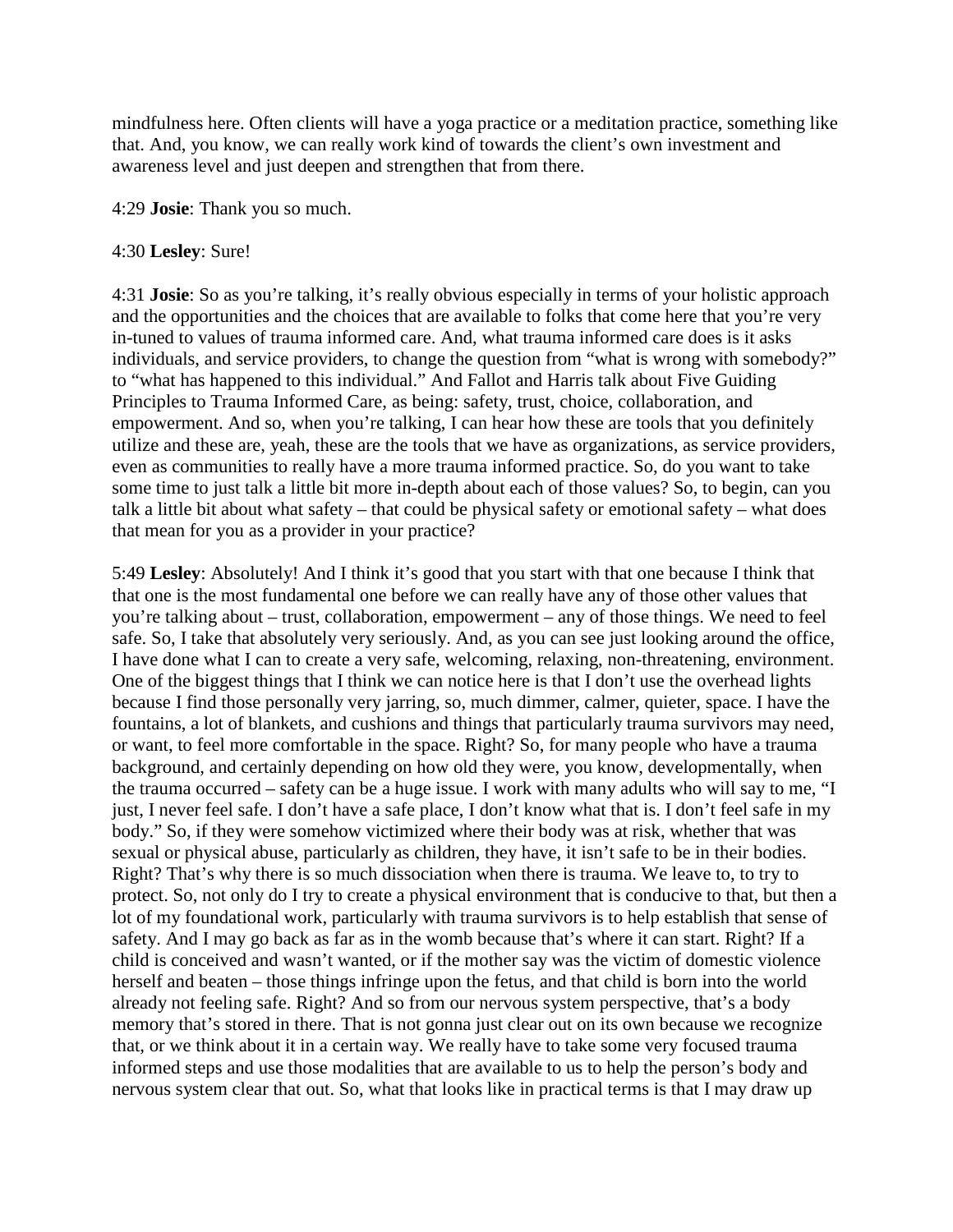mindfulness here. Often clients will have a yoga practice or a meditation practice, something like that. And, you know, we can really work kind of towards the client's own investment and awareness level and just deepen and strengthen that from there.

4:29 **Josie**: Thank you so much.

4:30 **Lesley**: Sure!

4:31 **Josie**: So as you're talking, it's really obvious especially in terms of your holistic approach and the opportunities and the choices that are available to folks that come here that you're very in-tuned to values of trauma informed care. And, what trauma informed care does is it asks individuals, and service providers, to change the question from "what is wrong with somebody?" to "what has happened to this individual." And Fallot and Harris talk about Five Guiding Principles to Trauma Informed Care, as being: safety, trust, choice, collaboration, and empowerment. And so, when you're talking, I can hear how these are tools that you definitely utilize and these are, yeah, these are the tools that we have as organizations, as service providers, even as communities to really have a more trauma informed practice. So, do you want to take some time to just talk a little bit more in-depth about each of those values? So, to begin, can you talk a little bit about what safety – that could be physical safety or emotional safety – what does that mean for you as a provider in your practice?

5:49 **Lesley**: Absolutely! And I think it's good that you start with that one because I think that that one is the most fundamental one before we can really have any of those other values that you're talking about – trust, collaboration, empowerment – any of those things. We need to feel safe. So, I take that absolutely very seriously. And, as you can see just looking around the office, I have done what I can to create a very safe, welcoming, relaxing, non-threatening, environment. One of the biggest things that I think we can notice here is that I don't use the overhead lights because I find those personally very jarring, so, much dimmer, calmer, quieter, space. I have the fountains, a lot of blankets, and cushions and things that particularly trauma survivors may need, or want, to feel more comfortable in the space. Right? So, for many people who have a trauma background, and certainly depending on how old they were, you know, developmentally, when the trauma occurred – safety can be a huge issue. I work with many adults who will say to me, "I just, I never feel safe. I don't have a safe place, I don't know what that is. I don't feel safe in my body." So, if they were somehow victimized where their body was at risk, whether that was sexual or physical abuse, particularly as children, they have, it isn't safe to be in their bodies. Right? That's why there is so much dissociation when there is trauma. We leave to, to try to protect. So, not only do I try to create a physical environment that is conducive to that, but then a lot of my foundational work, particularly with trauma survivors is to help establish that sense of safety. And I may go back as far as in the womb because that's where it can start. Right? If a child is conceived and wasn't wanted, or if the mother say was the victim of domestic violence herself and beaten – those things infringe upon the fetus, and that child is born into the world already not feeling safe. Right? And so from our nervous system perspective, that's a body memory that's stored in there. That is not gonna just clear out on its own because we recognize that, or we think about it in a certain way. We really have to take some very focused trauma informed steps and use those modalities that are available to us to help the person's body and nervous system clear that out. So, what that looks like in practical terms is that I may draw up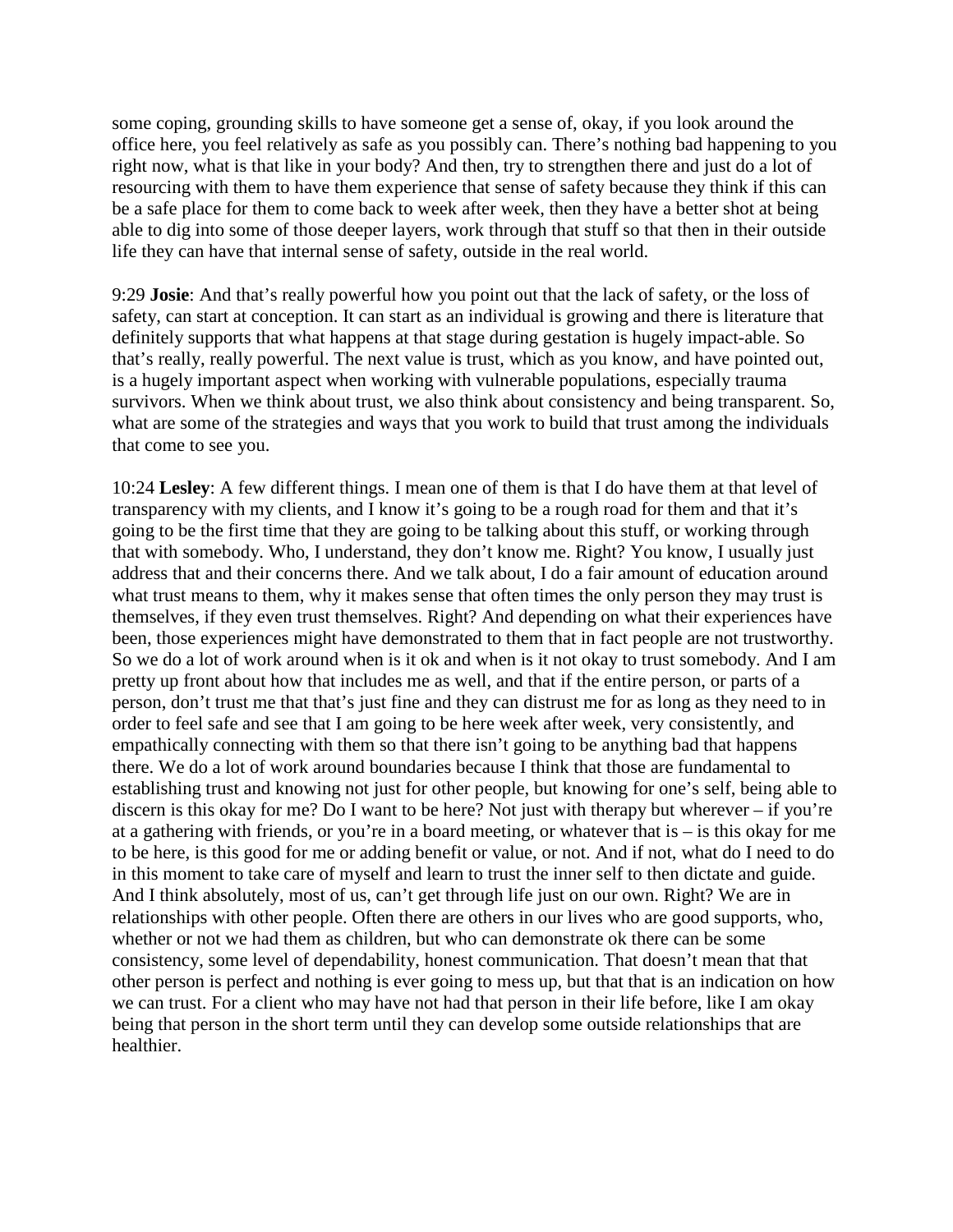some coping, grounding skills to have someone get a sense of, okay, if you look around the office here, you feel relatively as safe as you possibly can. There's nothing bad happening to you right now, what is that like in your body? And then, try to strengthen there and just do a lot of resourcing with them to have them experience that sense of safety because they think if this can be a safe place for them to come back to week after week, then they have a better shot at being able to dig into some of those deeper layers, work through that stuff so that then in their outside life they can have that internal sense of safety, outside in the real world.

9:29 **Josie**: And that's really powerful how you point out that the lack of safety, or the loss of safety, can start at conception. It can start as an individual is growing and there is literature that definitely supports that what happens at that stage during gestation is hugely impact-able. So that's really, really powerful. The next value is trust, which as you know, and have pointed out, is a hugely important aspect when working with vulnerable populations, especially trauma survivors. When we think about trust, we also think about consistency and being transparent. So, what are some of the strategies and ways that you work to build that trust among the individuals that come to see you.

10:24 **Lesley**: A few different things. I mean one of them is that I do have them at that level of transparency with my clients, and I know it's going to be a rough road for them and that it's going to be the first time that they are going to be talking about this stuff, or working through that with somebody. Who, I understand, they don't know me. Right? You know, I usually just address that and their concerns there. And we talk about, I do a fair amount of education around what trust means to them, why it makes sense that often times the only person they may trust is themselves, if they even trust themselves. Right? And depending on what their experiences have been, those experiences might have demonstrated to them that in fact people are not trustworthy. So we do a lot of work around when is it ok and when is it not okay to trust somebody. And I am pretty up front about how that includes me as well, and that if the entire person, or parts of a person, don't trust me that that's just fine and they can distrust me for as long as they need to in order to feel safe and see that I am going to be here week after week, very consistently, and empathically connecting with them so that there isn't going to be anything bad that happens there. We do a lot of work around boundaries because I think that those are fundamental to establishing trust and knowing not just for other people, but knowing for one's self, being able to discern is this okay for me? Do I want to be here? Not just with therapy but wherever – if you're at a gathering with friends, or you're in a board meeting, or whatever that is – is this okay for me to be here, is this good for me or adding benefit or value, or not. And if not, what do I need to do in this moment to take care of myself and learn to trust the inner self to then dictate and guide. And I think absolutely, most of us, can't get through life just on our own. Right? We are in relationships with other people. Often there are others in our lives who are good supports, who, whether or not we had them as children, but who can demonstrate ok there can be some consistency, some level of dependability, honest communication. That doesn't mean that that other person is perfect and nothing is ever going to mess up, but that that is an indication on how we can trust. For a client who may have not had that person in their life before, like I am okay being that person in the short term until they can develop some outside relationships that are healthier.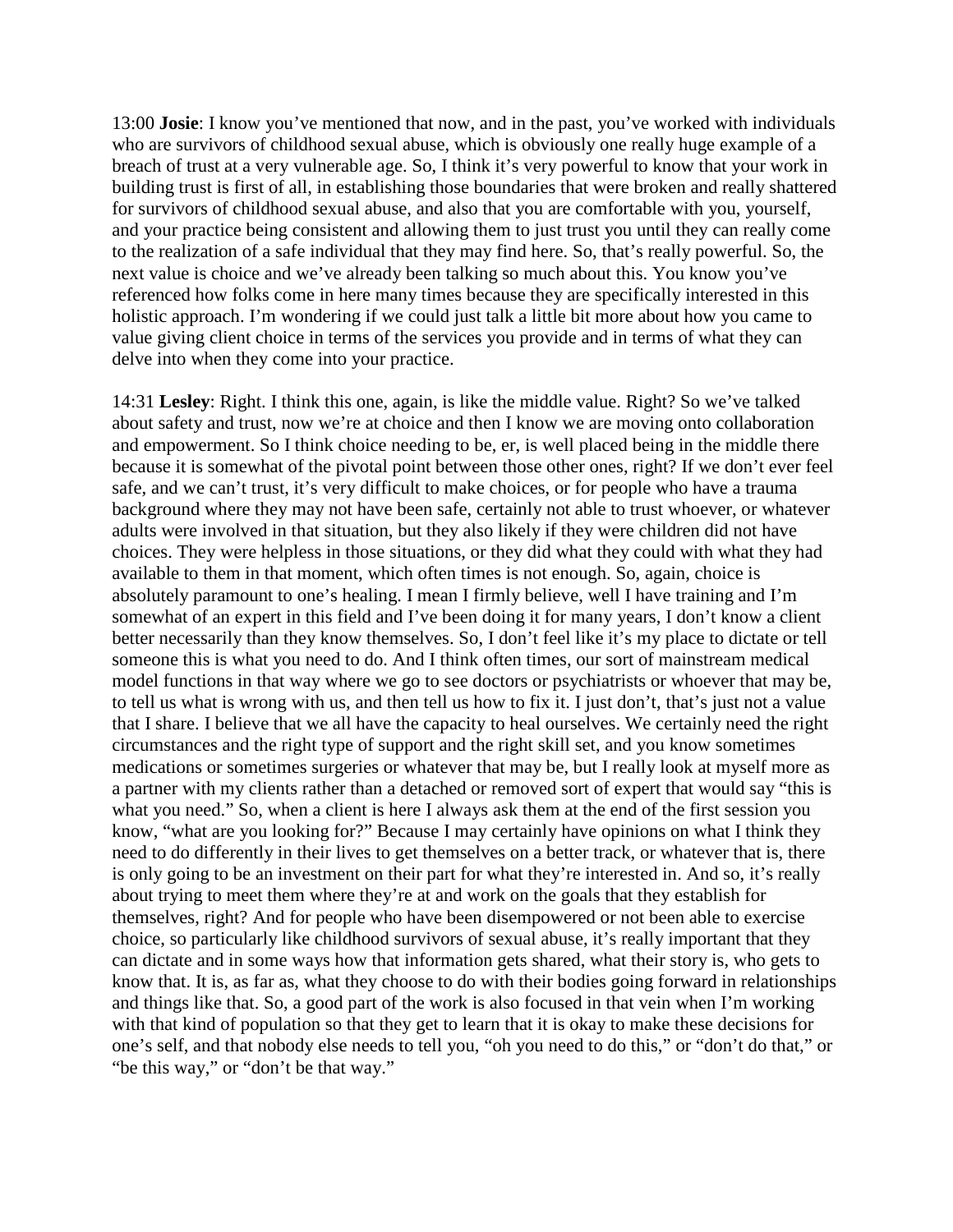13:00 **Josie**: I know you've mentioned that now, and in the past, you've worked with individuals who are survivors of childhood sexual abuse, which is obviously one really huge example of a breach of trust at a very vulnerable age. So, I think it's very powerful to know that your work in building trust is first of all, in establishing those boundaries that were broken and really shattered for survivors of childhood sexual abuse, and also that you are comfortable with you, yourself, and your practice being consistent and allowing them to just trust you until they can really come to the realization of a safe individual that they may find here. So, that's really powerful. So, the next value is choice and we've already been talking so much about this. You know you've referenced how folks come in here many times because they are specifically interested in this holistic approach. I'm wondering if we could just talk a little bit more about how you came to value giving client choice in terms of the services you provide and in terms of what they can delve into when they come into your practice.

14:31 **Lesley**: Right. I think this one, again, is like the middle value. Right? So we've talked about safety and trust, now we're at choice and then I know we are moving onto collaboration and empowerment. So I think choice needing to be, er, is well placed being in the middle there because it is somewhat of the pivotal point between those other ones, right? If we don't ever feel safe, and we can't trust, it's very difficult to make choices, or for people who have a trauma background where they may not have been safe, certainly not able to trust whoever, or whatever adults were involved in that situation, but they also likely if they were children did not have choices. They were helpless in those situations, or they did what they could with what they had available to them in that moment, which often times is not enough. So, again, choice is absolutely paramount to one's healing. I mean I firmly believe, well I have training and I'm somewhat of an expert in this field and I've been doing it for many years, I don't know a client better necessarily than they know themselves. So, I don't feel like it's my place to dictate or tell someone this is what you need to do. And I think often times, our sort of mainstream medical model functions in that way where we go to see doctors or psychiatrists or whoever that may be, to tell us what is wrong with us, and then tell us how to fix it. I just don't, that's just not a value that I share. I believe that we all have the capacity to heal ourselves. We certainly need the right circumstances and the right type of support and the right skill set, and you know sometimes medications or sometimes surgeries or whatever that may be, but I really look at myself more as a partner with my clients rather than a detached or removed sort of expert that would say "this is what you need." So, when a client is here I always ask them at the end of the first session you know, "what are you looking for?" Because I may certainly have opinions on what I think they need to do differently in their lives to get themselves on a better track, or whatever that is, there is only going to be an investment on their part for what they're interested in. And so, it's really about trying to meet them where they're at and work on the goals that they establish for themselves, right? And for people who have been disempowered or not been able to exercise choice, so particularly like childhood survivors of sexual abuse, it's really important that they can dictate and in some ways how that information gets shared, what their story is, who gets to know that. It is, as far as, what they choose to do with their bodies going forward in relationships and things like that. So, a good part of the work is also focused in that vein when I'm working with that kind of population so that they get to learn that it is okay to make these decisions for one's self, and that nobody else needs to tell you, "oh you need to do this," or "don't do that," or "be this way," or "don't be that way."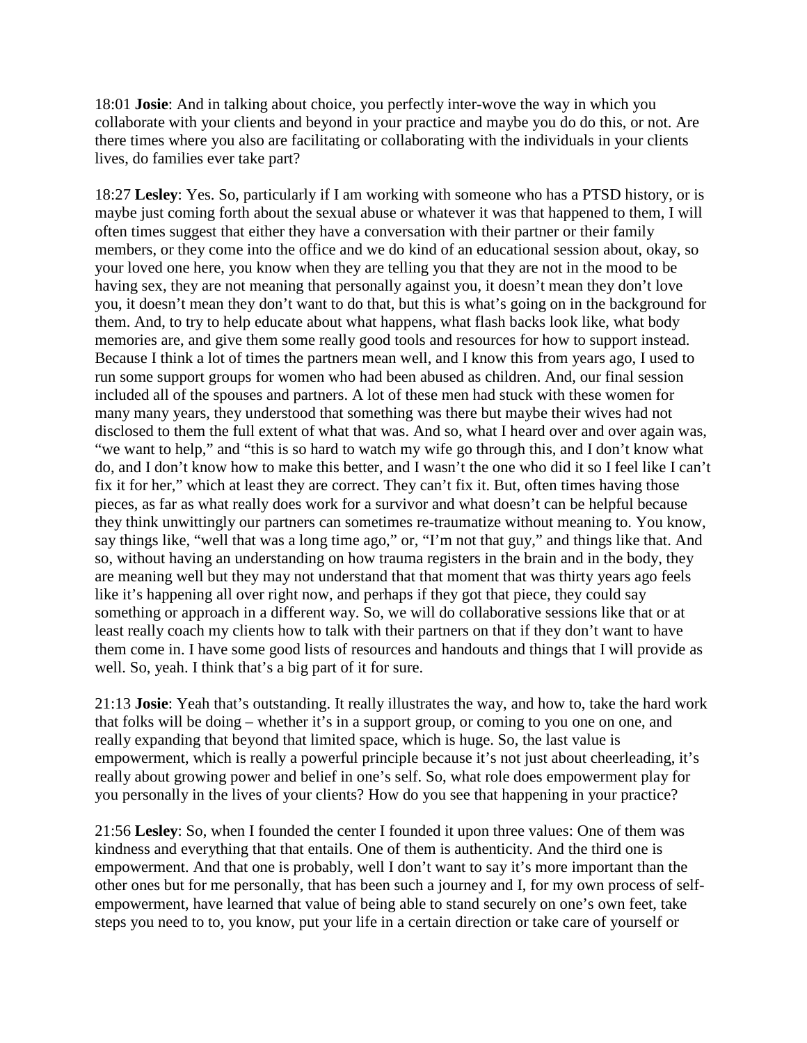18:01 **Josie**: And in talking about choice, you perfectly inter-wove the way in which you collaborate with your clients and beyond in your practice and maybe you do do this, or not. Are there times where you also are facilitating or collaborating with the individuals in your clients lives, do families ever take part?

18:27 **Lesley**: Yes. So, particularly if I am working with someone who has a PTSD history, or is maybe just coming forth about the sexual abuse or whatever it was that happened to them, I will often times suggest that either they have a conversation with their partner or their family members, or they come into the office and we do kind of an educational session about, okay, so your loved one here, you know when they are telling you that they are not in the mood to be having sex, they are not meaning that personally against you, it doesn't mean they don't love you, it doesn't mean they don't want to do that, but this is what's going on in the background for them. And, to try to help educate about what happens, what flash backs look like, what body memories are, and give them some really good tools and resources for how to support instead. Because I think a lot of times the partners mean well, and I know this from years ago, I used to run some support groups for women who had been abused as children. And, our final session included all of the spouses and partners. A lot of these men had stuck with these women for many many years, they understood that something was there but maybe their wives had not disclosed to them the full extent of what that was. And so, what I heard over and over again was, "we want to help," and "this is so hard to watch my wife go through this, and I don't know what do, and I don't know how to make this better, and I wasn't the one who did it so I feel like I can't fix it for her," which at least they are correct. They can't fix it. But, often times having those pieces, as far as what really does work for a survivor and what doesn't can be helpful because they think unwittingly our partners can sometimes re-traumatize without meaning to. You know, say things like, "well that was a long time ago," or, "I'm not that guy," and things like that. And so, without having an understanding on how trauma registers in the brain and in the body, they are meaning well but they may not understand that that moment that was thirty years ago feels like it's happening all over right now, and perhaps if they got that piece, they could say something or approach in a different way. So, we will do collaborative sessions like that or at least really coach my clients how to talk with their partners on that if they don't want to have them come in. I have some good lists of resources and handouts and things that I will provide as well. So, yeah. I think that's a big part of it for sure.

21:13 **Josie**: Yeah that's outstanding. It really illustrates the way, and how to, take the hard work that folks will be doing – whether it's in a support group, or coming to you one on one, and really expanding that beyond that limited space, which is huge. So, the last value is empowerment, which is really a powerful principle because it's not just about cheerleading, it's really about growing power and belief in one's self. So, what role does empowerment play for you personally in the lives of your clients? How do you see that happening in your practice?

21:56 **Lesley**: So, when I founded the center I founded it upon three values: One of them was kindness and everything that that entails. One of them is authenticity. And the third one is empowerment. And that one is probably, well I don't want to say it's more important than the other ones but for me personally, that has been such a journey and I, for my own process of self-empowerment, have learned that value of being able to stand securely on one's own feet, take steps you need to to, you know, put your life in a certain direction or take care of yourself or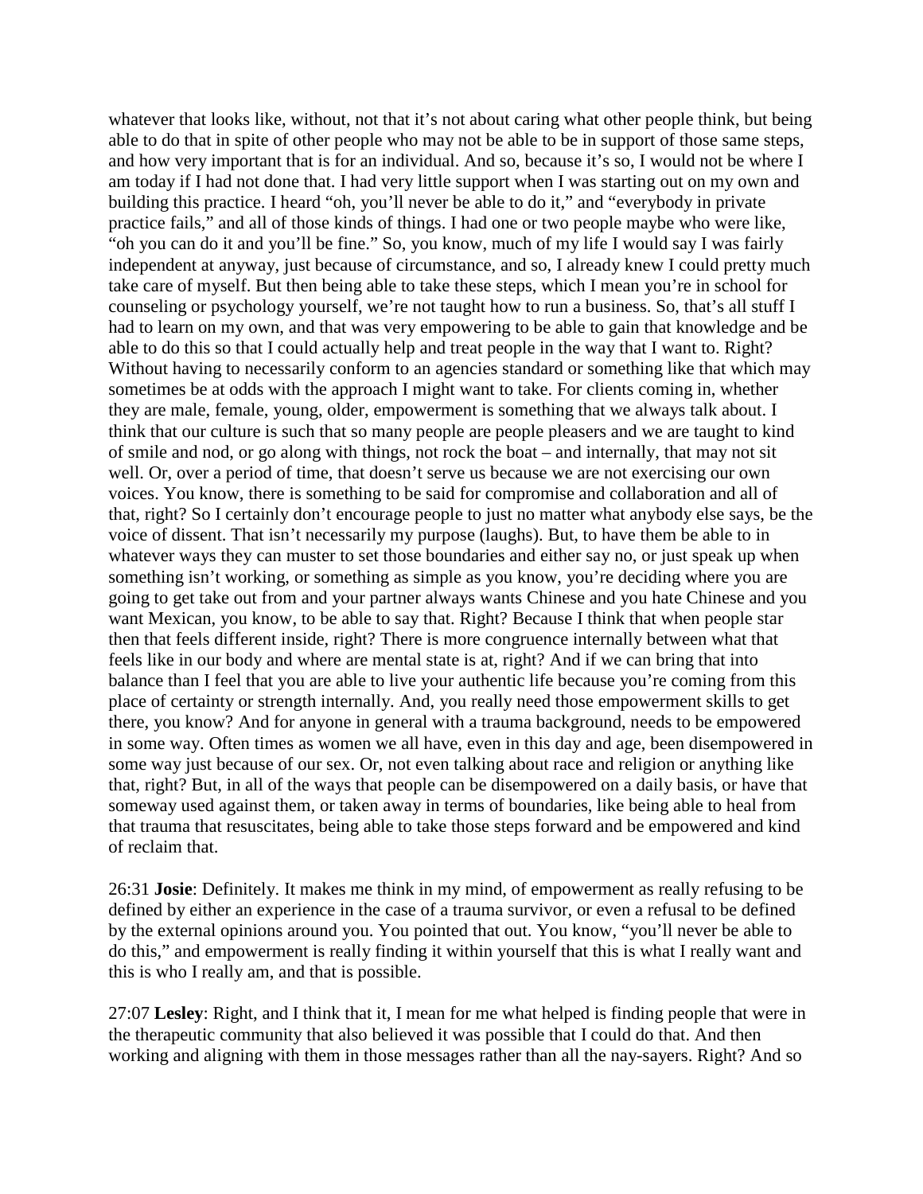whatever that looks like, without, not that it's not about caring what other people think, but being able to do that in spite of other people who may not be able to be in support of those same steps, and how very important that is for an individual. And so, because it's so, I would not be where I am today if I had not done that. I had very little support when I was starting out on my own and building this practice. I heard "oh, you'll never be able to do it," and "everybody in private practice fails," and all of those kinds of things. I had one or two people maybe who were like, "oh you can do it and you'll be fine." So, you know, much of my life I would say I was fairly independent at anyway, just because of circumstance, and so, I already knew I could pretty much take care of myself. But then being able to take these steps, which I mean you're in school for counseling or psychology yourself, we're not taught how to run a business. So, that's all stuff I had to learn on my own, and that was very empowering to be able to gain that knowledge and be able to do this so that I could actually help and treat people in the way that I want to. Right? Without having to necessarily conform to an agencies standard or something like that which may sometimes be at odds with the approach I might want to take. For clients coming in, whether they are male, female, young, older, empowerment is something that we always talk about. I think that our culture is such that so many people are people pleasers and we are taught to kind of smile and nod, or go along with things, not rock the boat – and internally, that may not sit well. Or, over a period of time, that doesn't serve us because we are not exercising our own voices. You know, there is something to be said for compromise and collaboration and all of that, right? So I certainly don't encourage people to just no matter what anybody else says, be the voice of dissent. That isn't necessarily my purpose (laughs). But, to have them be able to in whatever ways they can muster to set those boundaries and either say no, or just speak up when something isn't working, or something as simple as you know, you're deciding where you are going to get take out from and your partner always wants Chinese and you hate Chinese and you want Mexican, you know, to be able to say that. Right? Because I think that when people star then that feels different inside, right? There is more congruence internally between what that feels like in our body and where are mental state is at, right? And if we can bring that into balance than I feel that you are able to live your authentic life because you're coming from this place of certainty or strength internally. And, you really need those empowerment skills to get there, you know? And for anyone in general with a trauma background, needs to be empowered in some way. Often times as women we all have, even in this day and age, been disempowered in some way just because of our sex. Or, not even talking about race and religion or anything like that, right? But, in all of the ways that people can be disempowered on a daily basis, or have that someway used against them, or taken away in terms of boundaries, like being able to heal from that trauma that resuscitates, being able to take those steps forward and be empowered and kind of reclaim that.

26:31 **Josie**: Definitely. It makes me think in my mind, of empowerment as really refusing to be defined by either an experience in the case of a trauma survivor, or even a refusal to be defined by the external opinions around you. You pointed that out. You know, "you'll never be able to do this," and empowerment is really finding it within yourself that this is what I really want and this is who I really am, and that is possible.

27:07 **Lesley**: Right, and I think that it, I mean for me what helped is finding people that were in the therapeutic community that also believed it was possible that I could do that. And then working and aligning with them in those messages rather than all the nay-sayers. Right? And so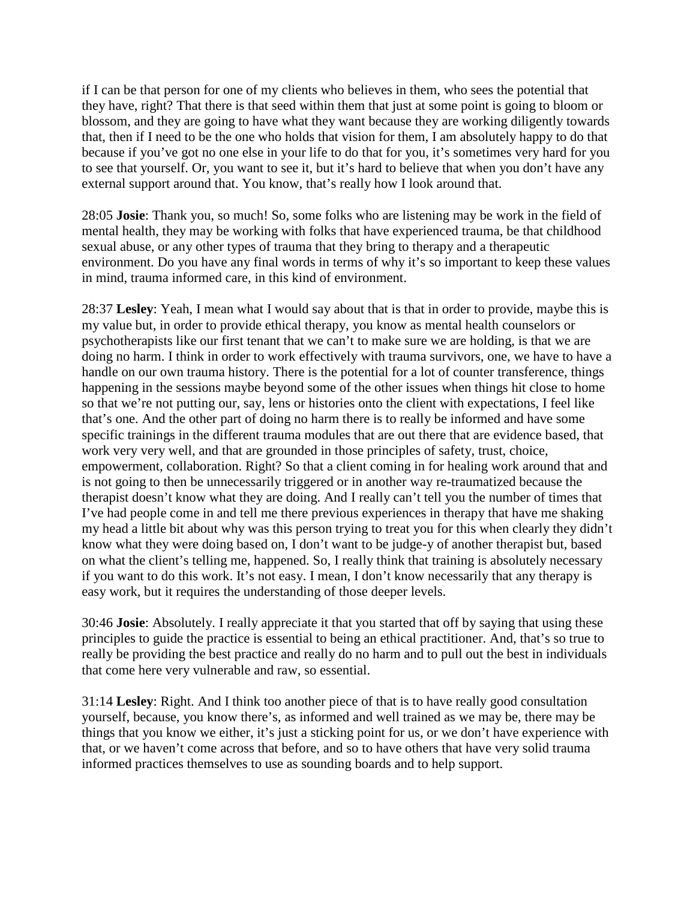if I can be that person for one of my clients who believes in them, who sees the potential that they have, right? That there is that seed within them that just at some point is going to bloom or blossom, and they are going to have what they want because they are working diligently towards that, then if I need to be the one who holds that vision for them, I am absolutely happy to do that because if you've got no one else in your life to do that for you, it's sometimes very hard for you to see that yourself. Or, you want to see it, but it's hard to believe that when you don't have any external support around that. You know, that's really how I look around that.

28:05 **Josie**: Thank you, so much! So, some folks who are listening may be work in the field of mental health, they may be working with folks that have experienced trauma, be that childhood sexual abuse, or any other types of trauma that they bring to therapy and a therapeutic environment. Do you have any final words in terms of why it's so important to keep these values in mind, trauma informed care, in this kind of environment.

28:37 **Lesley**: Yeah, I mean what I would say about that is that in order to provide, maybe this is my value but, in order to provide ethical therapy, you know as mental health counselors or psychotherapists like our first tenant that we can't to make sure we are holding, is that we are doing no harm. I think in order to work effectively with trauma survivors, one, we have to have a handle on our own trauma history. There is the potential for a lot of counter transference, things happening in the sessions maybe beyond some of the other issues when things hit close to home so that we're not putting our, say, lens or histories onto the client with expectations, I feel like that's one. And the other part of doing no harm there is to really be informed and have some specific trainings in the different trauma modules that are out there that are evidence based, that work very very well, and that are grounded in those principles of safety, trust, choice, empowerment, collaboration. Right? So that a client coming in for healing work around that and is not going to then be unnecessarily triggered or in another way re-traumatized because the therapist doesn't know what they are doing. And I really can't tell you the number of times that I've had people come in and tell me there previous experiences in therapy that have me shaking my head a little bit about why was this person trying to treat you for this when clearly they didn't know what they were doing based on, I don't want to be judge-y of another therapist but, based on what the client's telling me, happened. So, I really think that training is absolutely necessary if you want to do this work. It's not easy. I mean, I don't know necessarily that any therapy is easy work, but it requires the understanding of those deeper levels.

30:46 **Josie**: Absolutely. I really appreciate it that you started that off by saying that using these principles to guide the practice is essential to being an ethical practitioner. And, that's so true to really be providing the best practice and really do no harm and to pull out the best in individuals that come here very vulnerable and raw, so essential.

31:14 **Lesley**: Right. And I think too another piece of that is to have really good consultation yourself, because, you know there's, as informed and well trained as we may be, there may be things that you know we either, it's just a sticking point for us, or we don't have experience with that, or we haven't come across that before, and so to have others that have very solid trauma informed practices themselves to use as sounding boards and to help support.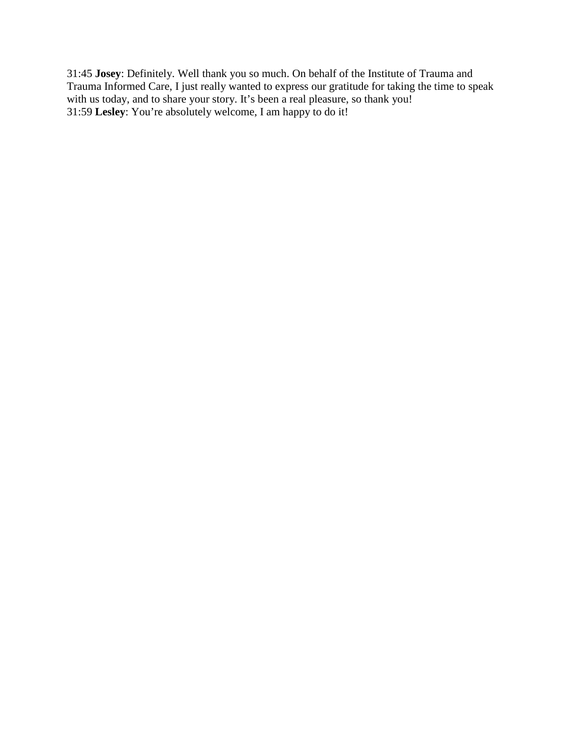31:45 **Josey**: Definitely. Well thank you so much. On behalf of the Institute of Trauma and Trauma Informed Care, I just really wanted to express our gratitude for taking the time to speak with us today, and to share your story. It's been a real pleasure, so thank you!
31:59 **Lesley**: You're absolutely welcome, I am happy to do it!